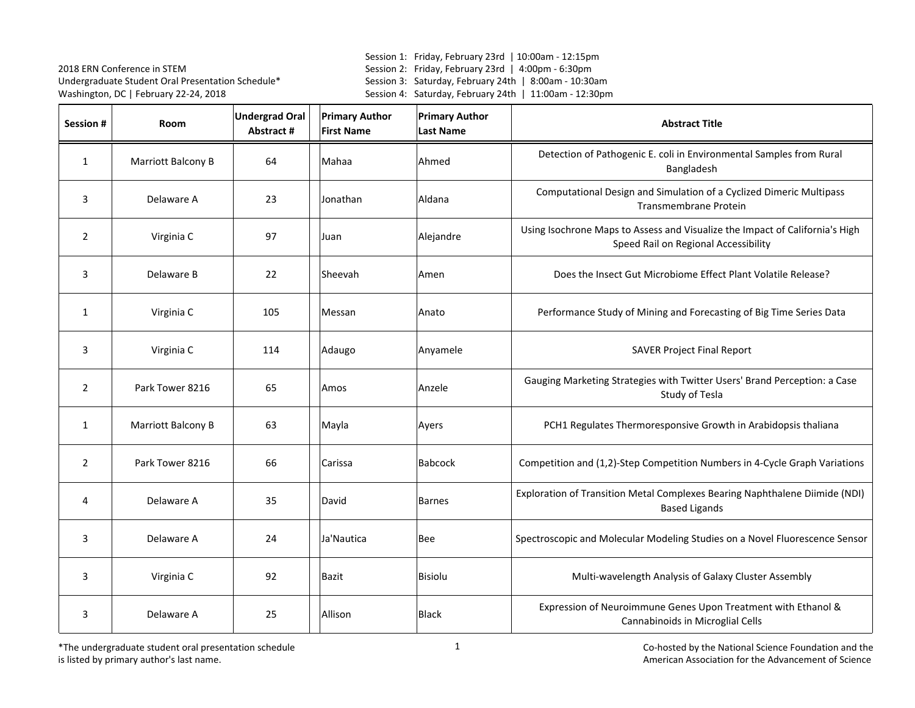2018 ERN Conference in STEM
Undergraduate Student Oral Presentation Schedule*
Washington, DC | February 22-24, 2018

Session 1: Friday, February 23rd | 10:00am - 12:15pm
Session 2: Friday, February 23rd | 4:00pm - 6:30pm
Session 3: Saturday, February 24th | 8:00am - 10:30am
Session 4: Saturday, February 24th | 11:00am - 12:30pm

| Session # | Room | Undergrad Oral Abstract # | Primary Author First Name | Primary Author Last Name | Abstract Title |
|---|---|---|---|---|---|
| 1 | Marriott Balcony B | 64 | Mahaa | Ahmed | Detection of Pathogenic E. coli in Environmental Samples from Rural Bangladesh |
| 3 | Delaware A | 23 | Jonathan | Aldana | Computational Design and Simulation of a Cyclized Dimeric Multipass Transmembrane Protein |
| 2 | Virginia C | 97 | Juan | Alejandre | Using Isochrone Maps to Assess and Visualize the Impact of California's High Speed Rail on Regional Accessibility |
| 3 | Delaware B | 22 | Sheevah | Amen | Does the Insect Gut Microbiome Effect Plant Volatile Release? |
| 1 | Virginia C | 105 | Messan | Anato | Performance Study of Mining and Forecasting of Big Time Series Data |
| 3 | Virginia C | 114 | Adaugo | Anyamele | SAVER Project Final Report |
| 2 | Park Tower 8216 | 65 | Amos | Anzele | Gauging Marketing Strategies with Twitter Users' Brand Perception: a Case Study of Tesla |
| 1 | Marriott Balcony B | 63 | Mayla | Ayers | PCH1 Regulates Thermoresponsive Growth in Arabidopsis thaliana |
| 2 | Park Tower 8216 | 66 | Carissa | Babcock | Competition and (1,2)-Step Competition Numbers in 4-Cycle Graph Variations |
| 4 | Delaware A | 35 | David | Barnes | Exploration of Transition Metal Complexes Bearing Naphthalene Diimide (NDI) Based Ligands |
| 3 | Delaware A | 24 | Ja'Nautica | Bee | Spectroscopic and Molecular Modeling Studies on a Novel Fluorescence Sensor |
| 3 | Virginia C | 92 | Bazit | Bisiolu | Multi-wavelength Analysis of Galaxy Cluster Assembly |
| 3 | Delaware A | 25 | Allison | Black | Expression of Neuroimmune Genes Upon Treatment with Ethanol & Cannabinoids in Microglial Cells |

*The undergraduate student oral presentation schedule is listed by primary author's last name.

Co-hosted by the National Science Foundation and the American Association for the Advancement of Science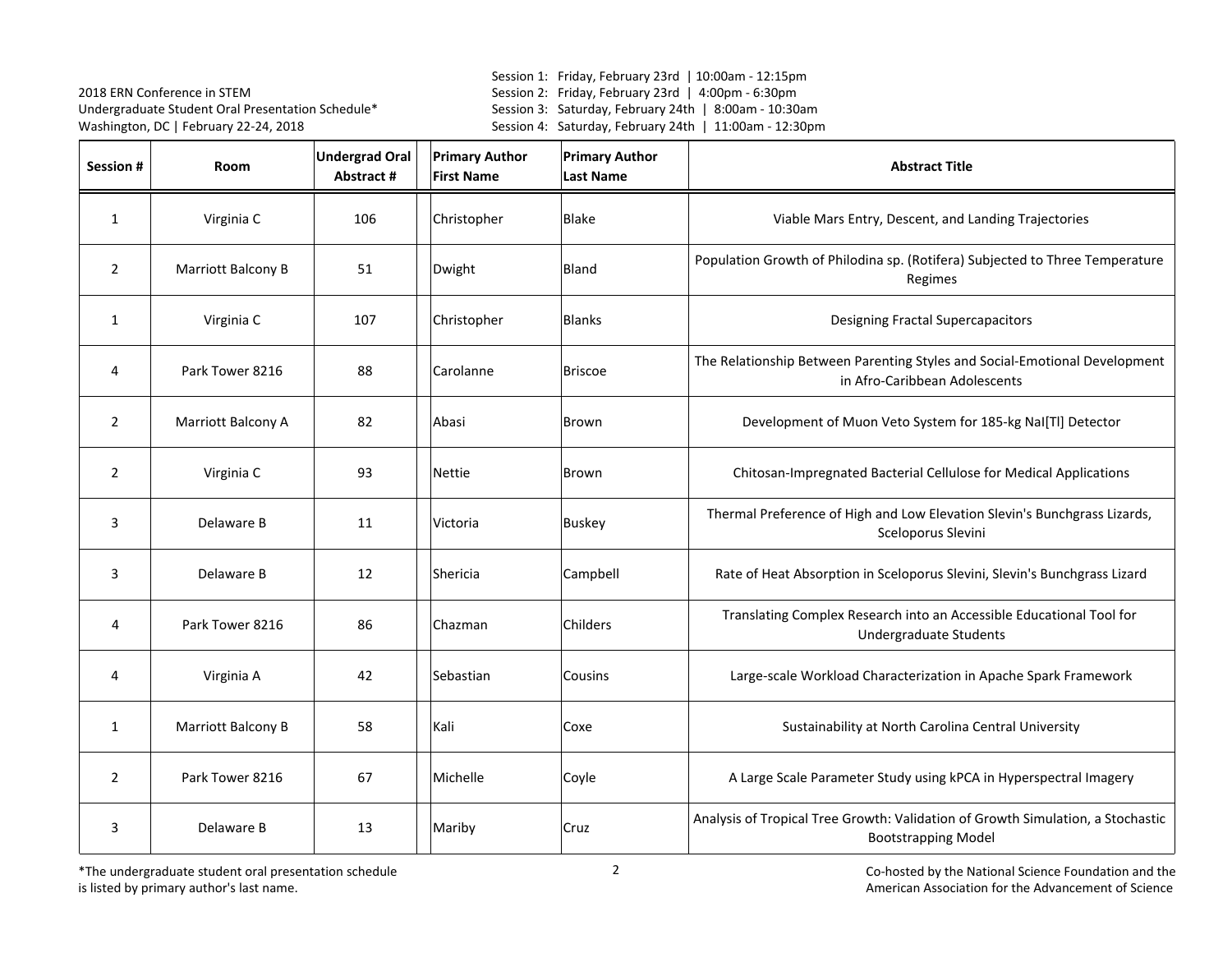2018 ERN Conference in STEM
Undergraduate Student Oral Presentation Schedule*
Washington, DC | February 22-24, 2018

Session 1: Friday, February 23rd | 10:00am - 12:15pm
Session 2: Friday, February 23rd | 4:00pm - 6:30pm
Session 3: Saturday, February 24th | 8:00am - 10:30am
Session 4: Saturday, February 24th | 11:00am - 12:30pm

| Session # | Room | Undergrad Oral Abstract # | Primary Author First Name | Primary Author Last Name | Abstract Title |
|---|---|---|---|---|---|
| 1 | Virginia C | 106 | Christopher | Blake | Viable Mars Entry, Descent, and Landing Trajectories |
| 2 | Marriott Balcony B | 51 | Dwight | Bland | Population Growth of Philodina sp. (Rotifera) Subjected to Three Temperature Regimes |
| 1 | Virginia C | 107 | Christopher | Blanks | Designing Fractal Supercapacitors |
| 4 | Park Tower 8216 | 88 | Carolanne | Briscoe | The Relationship Between Parenting Styles and Social-Emotional Development in Afro-Caribbean Adolescents |
| 2 | Marriott Balcony A | 82 | Abasi | Brown | Development of Muon Veto System for 185-kg NaI[Tl] Detector |
| 2 | Virginia C | 93 | Nettie | Brown | Chitosan-Impregnated Bacterial Cellulose for Medical Applications |
| 3 | Delaware B | 11 | Victoria | Buskey | Thermal Preference of High and Low Elevation Slevin's Bunchgrass Lizards, Sceloporus Slevini |
| 3 | Delaware B | 12 | Shericia | Campbell | Rate of Heat Absorption in Sceloporus Slevini, Slevin's Bunchgrass Lizard |
| 4 | Park Tower 8216 | 86 | Chazman | Childers | Translating Complex Research into an Accessible Educational Tool for Undergraduate Students |
| 4 | Virginia A | 42 | Sebastian | Cousins | Large-scale Workload Characterization in Apache Spark Framework |
| 1 | Marriott Balcony B | 58 | Kali | Coxe | Sustainability at North Carolina Central University |
| 2 | Park Tower 8216 | 67 | Michelle | Coyle | A Large Scale Parameter Study using kPCA in Hyperspectral Imagery |
| 3 | Delaware B | 13 | Mariby | Cruz | Analysis of Tropical Tree Growth: Validation of Growth Simulation, a Stochastic Bootstrapping Model |

*The undergraduate student oral presentation schedule is listed by primary author's last name.

Co-hosted by the National Science Foundation and the American Association for the Advancement of Science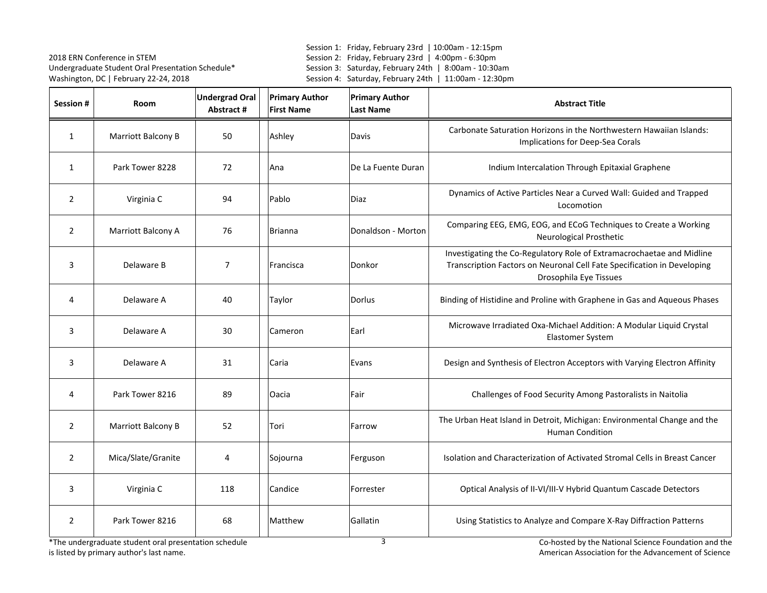2018 ERN Conference in STEM
Undergraduate Student Oral Presentation Schedule*
Washington, DC | February 22-24, 2018

Session 1: Friday, February 23rd | 10:00am - 12:15pm
Session 2: Friday, February 23rd | 4:00pm - 6:30pm
Session 3: Saturday, February 24th | 8:00am - 10:30am
Session 4: Saturday, February 24th | 11:00am - 12:30pm

| Session # | Room | Undergrad Oral Abstract # | Primary Author First Name | Primary Author Last Name | Abstract Title |
|---|---|---|---|---|---|
| 1 | Marriott Balcony B | 50 | Ashley | Davis | Carbonate Saturation Horizons in the Northwestern Hawaiian Islands: Implications for Deep-Sea Corals |
| 1 | Park Tower 8228 | 72 | Ana | De La Fuente Duran | Indium Intercalation Through Epitaxial Graphene |
| 2 | Virginia C | 94 | Pablo | Diaz | Dynamics of Active Particles Near a Curved Wall: Guided and Trapped Locomotion |
| 2 | Marriott Balcony A | 76 | Brianna | Donaldson - Morton | Comparing EEG, EMG, EOG, and ECoG Techniques to Create a Working Neurological Prosthetic |
| 3 | Delaware B | 7 | Francisca | Donkor | Investigating the Co-Regulatory Role of Extramacrochaetae and Midline Transcription Factors on Neuronal Cell Fate Specification in Developing Drosophila Eye Tissues |
| 4 | Delaware A | 40 | Taylor | Dorlus | Binding of Histidine and Proline with Graphene in Gas and Aqueous Phases |
| 3 | Delaware A | 30 | Cameron | Earl | Microwave Irradiated Oxa-Michael Addition: A Modular Liquid Crystal Elastomer System |
| 3 | Delaware A | 31 | Caria | Evans | Design and Synthesis of Electron Acceptors with Varying Electron Affinity |
| 4 | Park Tower 8216 | 89 | Oacia | Fair | Challenges of Food Security Among Pastoralists in Naitolia |
| 2 | Marriott Balcony B | 52 | Tori | Farrow | The Urban Heat Island in Detroit, Michigan: Environmental Change and the Human Condition |
| 2 | Mica/Slate/Granite | 4 | Sojourna | Ferguson | Isolation and Characterization of Activated Stromal Cells in Breast Cancer |
| 3 | Virginia C | 118 | Candice | Forrester | Optical Analysis of II-VI/III-V Hybrid Quantum Cascade Detectors |
| 2 | Park Tower 8216 | 68 | Matthew | Gallatin | Using Statistics to Analyze and Compare X-Ray Diffraction Patterns |

*The undergraduate student oral presentation schedule is listed by primary author's last name.

Co-hosted by the National Science Foundation and the American Association for the Advancement of Science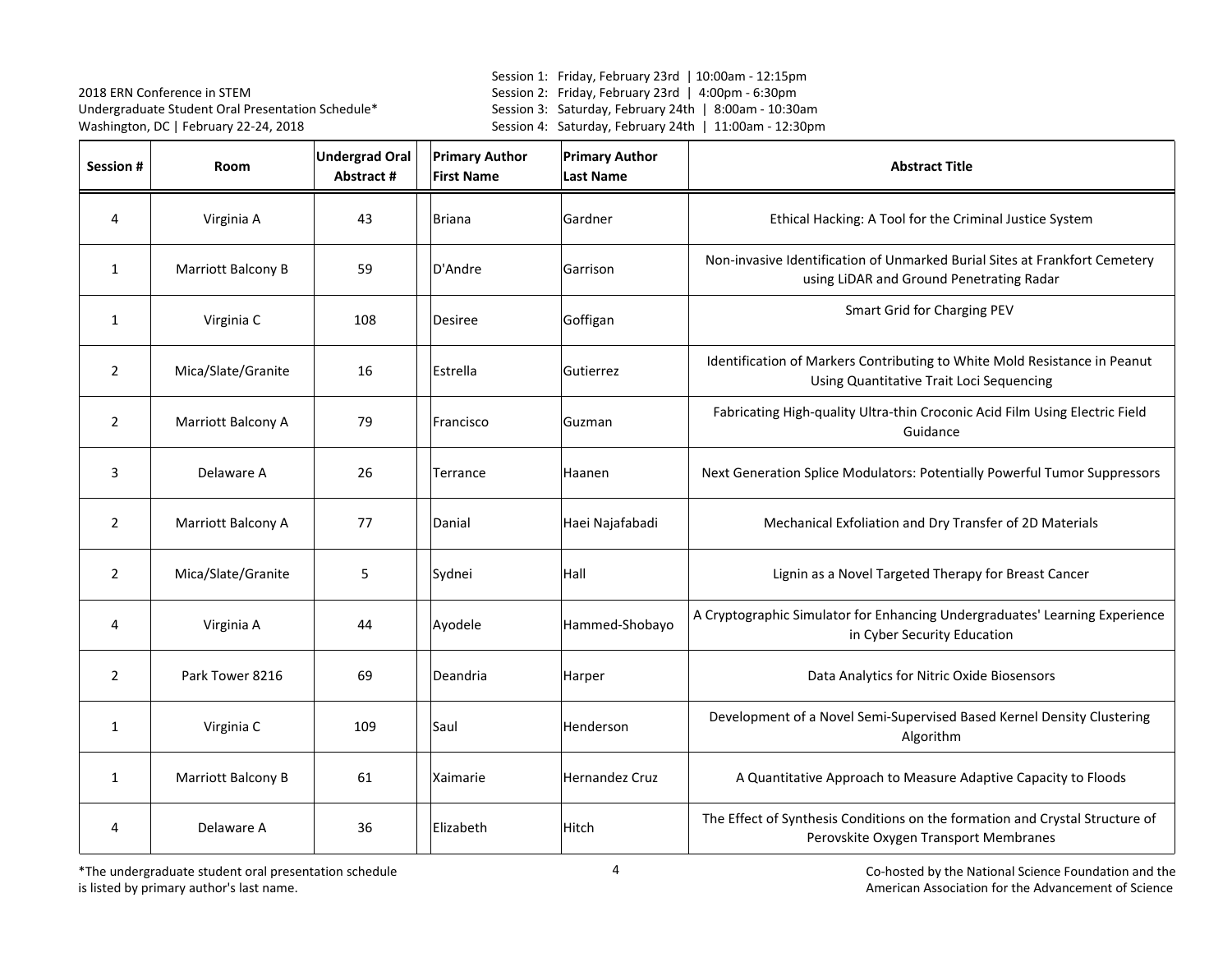2018 ERN Conference in STEM
Undergraduate Student Oral Presentation Schedule*
Washington, DC | February 22-24, 2018

Session 1: Friday, February 23rd | 10:00am - 12:15pm
Session 2: Friday, February 23rd | 4:00pm - 6:30pm
Session 3: Saturday, February 24th | 8:00am - 10:30am
Session 4: Saturday, February 24th | 11:00am - 12:30pm

| Session # | Room | Undergrad Oral Abstract # | Primary Author First Name | Primary Author Last Name | Abstract Title |
|---|---|---|---|---|---|
| 4 | Virginia A | 43 | Briana | Gardner | Ethical Hacking: A Tool for the Criminal Justice System |
| 1 | Marriott Balcony B | 59 | D'Andre | Garrison | Non-invasive Identification of Unmarked Burial Sites at Frankfort Cemetery using LiDAR and Ground Penetrating Radar |
| 1 | Virginia C | 108 | Desiree | Goffigan | Smart Grid for Charging PEV |
| 2 | Mica/Slate/Granite | 16 | Estrella | Gutierrez | Identification of Markers Contributing to White Mold Resistance in Peanut Using Quantitative Trait Loci Sequencing |
| 2 | Marriott Balcony A | 79 | Francisco | Guzman | Fabricating High-quality Ultra-thin Croconic Acid Film Using Electric Field Guidance |
| 3 | Delaware A | 26 | Terrance | Haanen | Next Generation Splice Modulators: Potentially Powerful Tumor Suppressors |
| 2 | Marriott Balcony A | 77 | Danial | Haei Najafabadi | Mechanical Exfoliation and Dry Transfer of 2D Materials |
| 2 | Mica/Slate/Granite | 5 | Sydnei | Hall | Lignin as a Novel Targeted Therapy for Breast Cancer |
| 4 | Virginia A | 44 | Ayodele | Hammed-Shobayo | A Cryptographic Simulator for Enhancing Undergraduates' Learning Experience in Cyber Security Education |
| 2 | Park Tower 8216 | 69 | Deandria | Harper | Data Analytics for Nitric Oxide Biosensors |
| 1 | Virginia C | 109 | Saul | Henderson | Development of a Novel Semi-Supervised Based Kernel Density Clustering Algorithm |
| 1 | Marriott Balcony B | 61 | Xaimarie | Hernandez Cruz | A Quantitative Approach to Measure Adaptive Capacity to Floods |
| 4 | Delaware A | 36 | Elizabeth | Hitch | The Effect of Synthesis Conditions on the formation and Crystal Structure of Perovskite Oxygen Transport Membranes |

*The undergraduate student oral presentation schedule is listed by primary author's last name.

Co-hosted by the National Science Foundation and the American Association for the Advancement of Science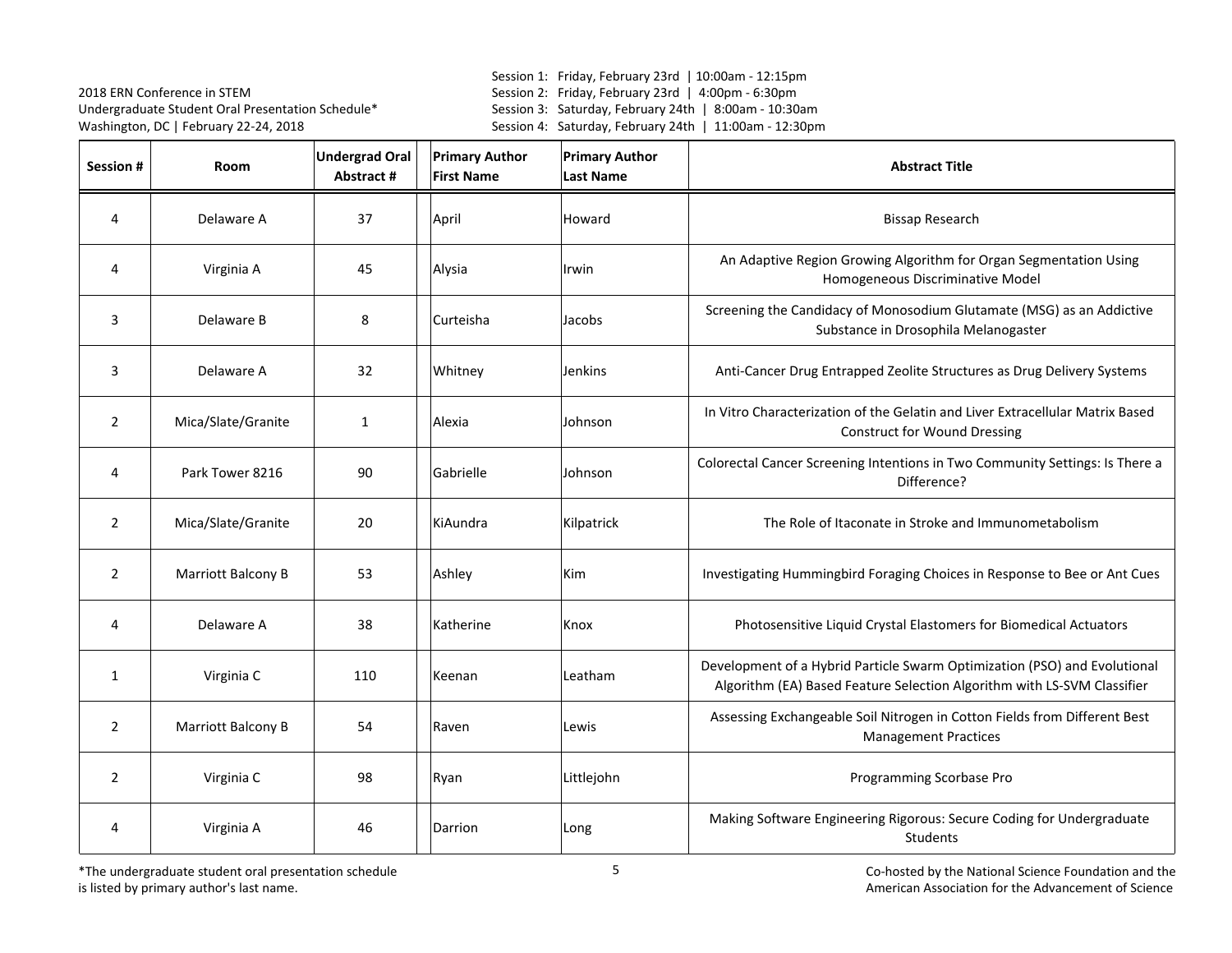2018 ERN Conference in STEM
Undergraduate Student Oral Presentation Schedule*
Washington, DC | February 22-24, 2018

Session 1: Friday, February 23rd | 10:00am - 12:15pm
Session 2: Friday, February 23rd | 4:00pm - 6:30pm
Session 3: Saturday, February 24th | 8:00am - 10:30am
Session 4: Saturday, February 24th | 11:00am - 12:30pm

| Session # | Room | Undergrad Oral Abstract # | Primary Author First Name | Primary Author Last Name | Abstract Title |
|---|---|---|---|---|---|
| 4 | Delaware A | 37 | April | Howard | Bissap Research |
| 4 | Virginia A | 45 | Alysia | Irwin | An Adaptive Region Growing Algorithm for Organ Segmentation Using Homogeneous Discriminative Model |
| 3 | Delaware B | 8 | Curteisha | Jacobs | Screening the Candidacy of Monosodium Glutamate (MSG) as an Addictive Substance in Drosophila Melanogaster |
| 3 | Delaware A | 32 | Whitney | Jenkins | Anti-Cancer Drug Entrapped Zeolite Structures as Drug Delivery Systems |
| 2 | Mica/Slate/Granite | 1 | Alexia | Johnson | In Vitro Characterization of the Gelatin and Liver Extracellular Matrix Based Construct for Wound Dressing |
| 4 | Park Tower 8216 | 90 | Gabrielle | Johnson | Colorectal Cancer Screening Intentions in Two Community Settings: Is There a Difference? |
| 2 | Mica/Slate/Granite | 20 | KiAundra | Kilpatrick | The Role of Itaconate in Stroke and Immunometabolism |
| 2 | Marriott Balcony B | 53 | Ashley | Kim | Investigating Hummingbird Foraging Choices in Response to Bee or Ant Cues |
| 4 | Delaware A | 38 | Katherine | Knox | Photosensitive Liquid Crystal Elastomers for Biomedical Actuators |
| 1 | Virginia C | 110 | Keenan | Leatham | Development of a Hybrid Particle Swarm Optimization (PSO) and Evolutional Algorithm (EA) Based Feature Selection Algorithm with LS-SVM Classifier |
| 2 | Marriott Balcony B | 54 | Raven | Lewis | Assessing Exchangeable Soil Nitrogen in Cotton Fields from Different Best Management Practices |
| 2 | Virginia C | 98 | Ryan | Littlejohn | Programming Scorbase Pro |
| 4 | Virginia A | 46 | Darrion | Long | Making Software Engineering Rigorous: Secure Coding for Undergraduate Students |

*The undergraduate student oral presentation schedule is listed by primary author's last name.

Co-hosted by the National Science Foundation and the American Association for the Advancement of Science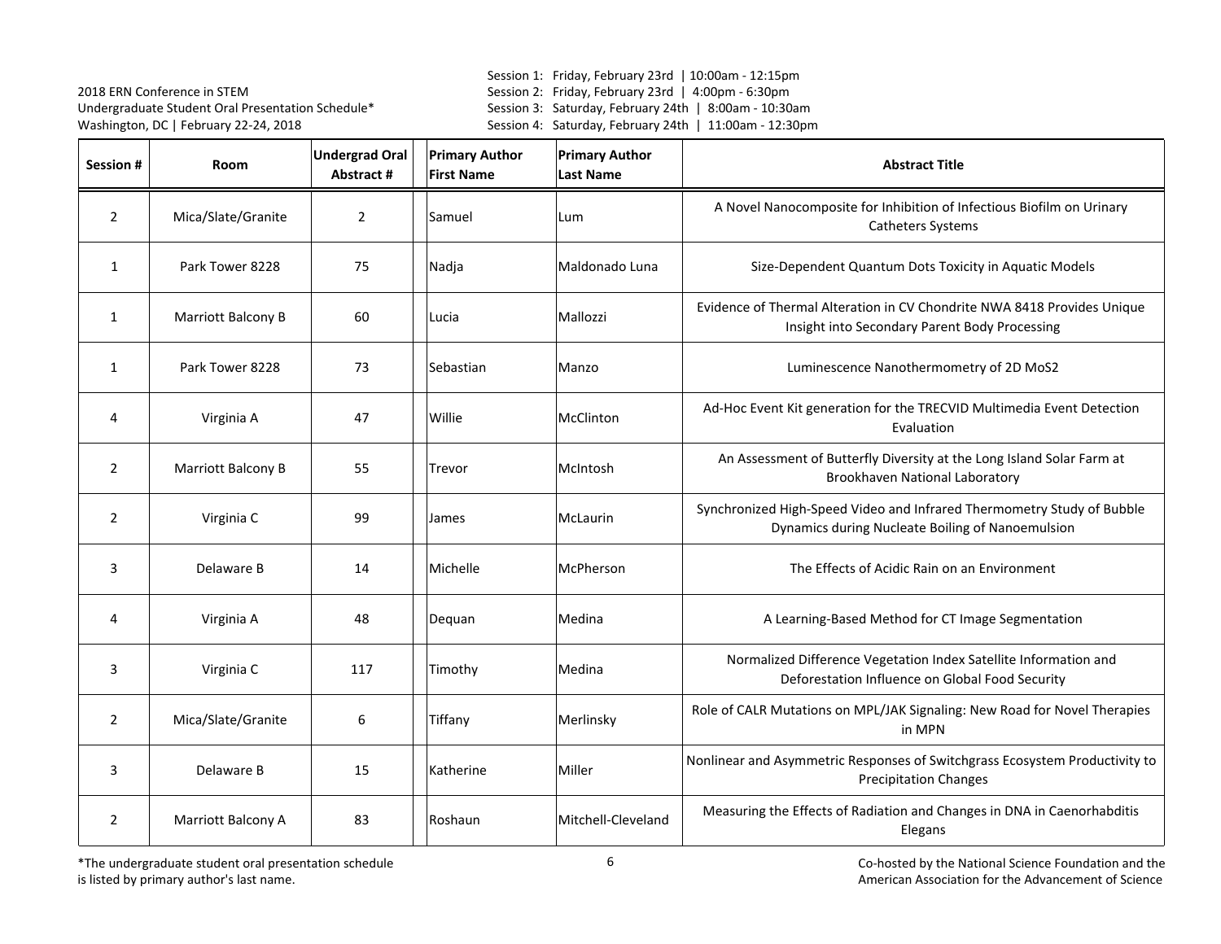2018 ERN Conference in STEM
Undergraduate Student Oral Presentation Schedule*
Washington, DC | February 22-24, 2018

Session 1: Friday, February 23rd | 10:00am - 12:15pm
Session 2: Friday, February 23rd | 4:00pm - 6:30pm
Session 3: Saturday, February 24th | 8:00am - 10:30am
Session 4: Saturday, February 24th | 11:00am - 12:30pm

| Session # | Room | Undergrad Oral Abstract # | Primary Author First Name | Primary Author Last Name | Abstract Title |
|---|---|---|---|---|---|
| 2 | Mica/Slate/Granite | 2 | Samuel | Lum | A Novel Nanocomposite for Inhibition of Infectious Biofilm on Urinary Catheters Systems |
| 1 | Park Tower 8228 | 75 | Nadja | Maldonado Luna | Size-Dependent Quantum Dots Toxicity in Aquatic Models |
| 1 | Marriott Balcony B | 60 | Lucia | Mallozzi | Evidence of Thermal Alteration in CV Chondrite NWA 8418 Provides Unique Insight into Secondary Parent Body Processing |
| 1 | Park Tower 8228 | 73 | Sebastian | Manzo | Luminescence Nanothermometry of 2D MoS2 |
| 4 | Virginia A | 47 | Willie | McClinton | Ad-Hoc Event Kit generation for the TRECVID Multimedia Event Detection Evaluation |
| 2 | Marriott Balcony B | 55 | Trevor | McIntosh | An Assessment of Butterfly Diversity at the Long Island Solar Farm at Brookhaven National Laboratory |
| 2 | Virginia C | 99 | James | McLaurin | Synchronized High-Speed Video and Infrared Thermometry Study of Bubble Dynamics during Nucleate Boiling of Nanoemulsion |
| 3 | Delaware B | 14 | Michelle | McPherson | The Effects of Acidic Rain on an Environment |
| 4 | Virginia A | 48 | Dequan | Medina | A Learning-Based Method for CT Image Segmentation |
| 3 | Virginia C | 117 | Timothy | Medina | Normalized Difference Vegetation Index Satellite Information and Deforestation Influence on Global Food Security |
| 2 | Mica/Slate/Granite | 6 | Tiffany | Merlinsky | Role of CALR Mutations on MPL/JAK Signaling: New Road for Novel Therapies in MPN |
| 3 | Delaware B | 15 | Katherine | Miller | Nonlinear and Asymmetric Responses of Switchgrass Ecosystem Productivity to Precipitation Changes |
| 2 | Marriott Balcony A | 83 | Roshaun | Mitchell-Cleveland | Measuring the Effects of Radiation and Changes in DNA in Caenorhabditis Elegans |

*The undergraduate student oral presentation schedule is listed by primary author's last name.

Co-hosted by the National Science Foundation and the American Association for the Advancement of Science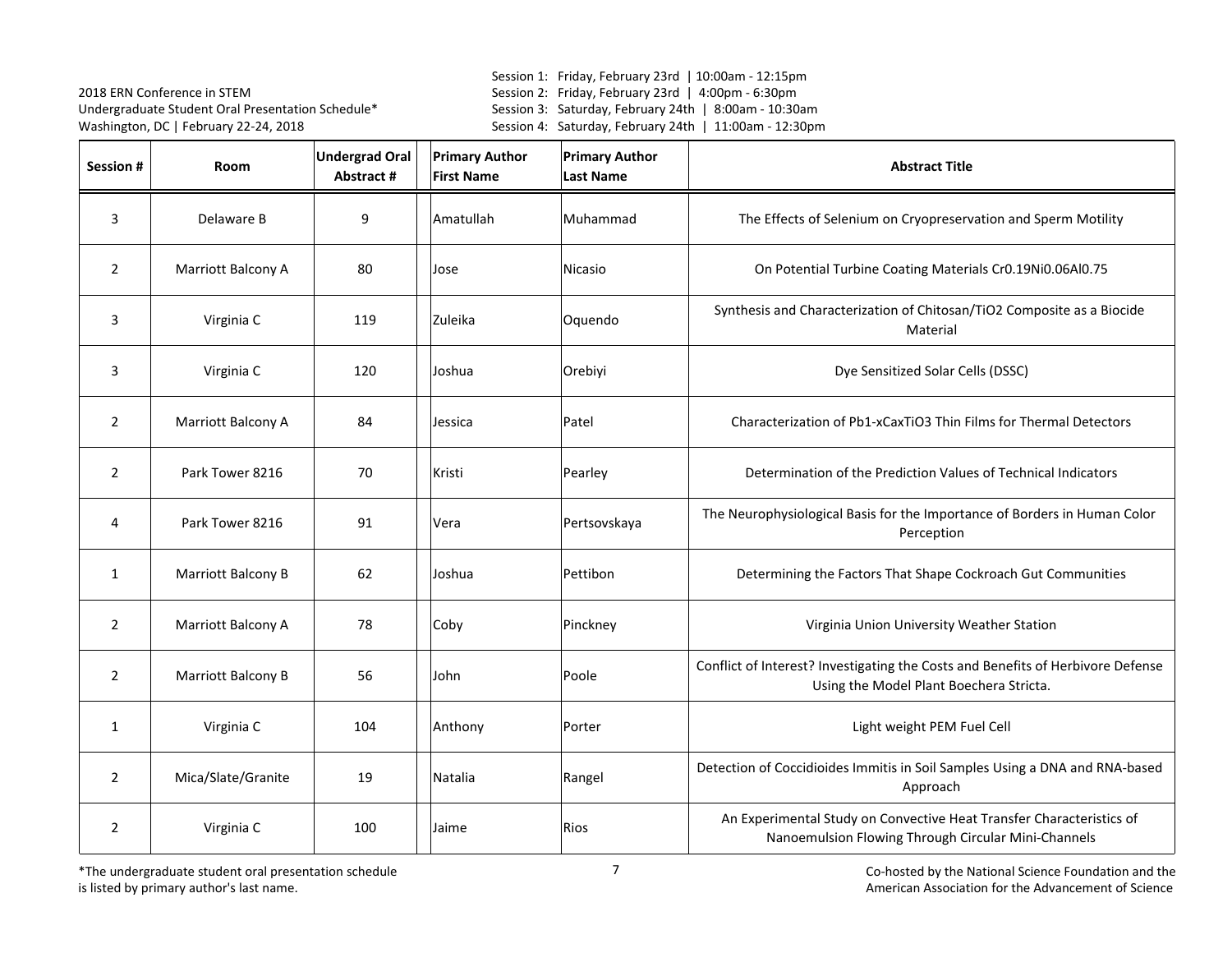2018 ERN Conference in STEM
Undergraduate Student Oral Presentation Schedule*
Washington, DC | February 22-24, 2018

Session 1: Friday, February 23rd | 10:00am - 12:15pm
Session 2: Friday, February 23rd | 4:00pm - 6:30pm
Session 3: Saturday, February 24th | 8:00am - 10:30am
Session 4: Saturday, February 24th | 11:00am - 12:30pm

| Session # | Room | Undergrad Oral Abstract # | Primary Author First Name | Primary Author Last Name | Abstract Title |
|---|---|---|---|---|---|
| 3 | Delaware B | 9 | Amatullah | Muhammad | The Effects of Selenium on Cryopreservation and Sperm Motility |
| 2 | Marriott Balcony A | 80 | Jose | Nicasio | On Potential Turbine Coating Materials Cr0.19Ni0.06Al0.75 |
| 3 | Virginia C | 119 | Zuleika | Oquendo | Synthesis and Characterization of Chitosan/TiO2 Composite as a Biocide Material |
| 3 | Virginia C | 120 | Joshua | Orebiyi | Dye Sensitized Solar Cells (DSSC) |
| 2 | Marriott Balcony A | 84 | Jessica | Patel | Characterization of Pb1-xCaxTiO3 Thin Films for Thermal Detectors |
| 2 | Park Tower 8216 | 70 | Kristi | Pearley | Determination of the Prediction Values of Technical Indicators |
| 4 | Park Tower 8216 | 91 | Vera | Pertsovskaya | The Neurophysiological Basis for the Importance of Borders in Human Color Perception |
| 1 | Marriott Balcony B | 62 | Joshua | Pettibon | Determining the Factors That Shape Cockroach Gut Communities |
| 2 | Marriott Balcony A | 78 | Coby | Pinckney | Virginia Union University Weather Station |
| 2 | Marriott Balcony B | 56 | John | Poole | Conflict of Interest? Investigating the Costs and Benefits of Herbivore Defense Using the Model Plant Boechera Stricta. |
| 1 | Virginia C | 104 | Anthony | Porter | Light weight PEM Fuel Cell |
| 2 | Mica/Slate/Granite | 19 | Natalia | Rangel | Detection of Coccidioides Immitis in Soil Samples Using a DNA and RNA-based Approach |
| 2 | Virginia C | 100 | Jaime | Rios | An Experimental Study on Convective Heat Transfer Characteristics of Nanoemulsion Flowing Through Circular Mini-Channels |

*The undergraduate student oral presentation schedule is listed by primary author's last name.

Co-hosted by the National Science Foundation and the American Association for the Advancement of Science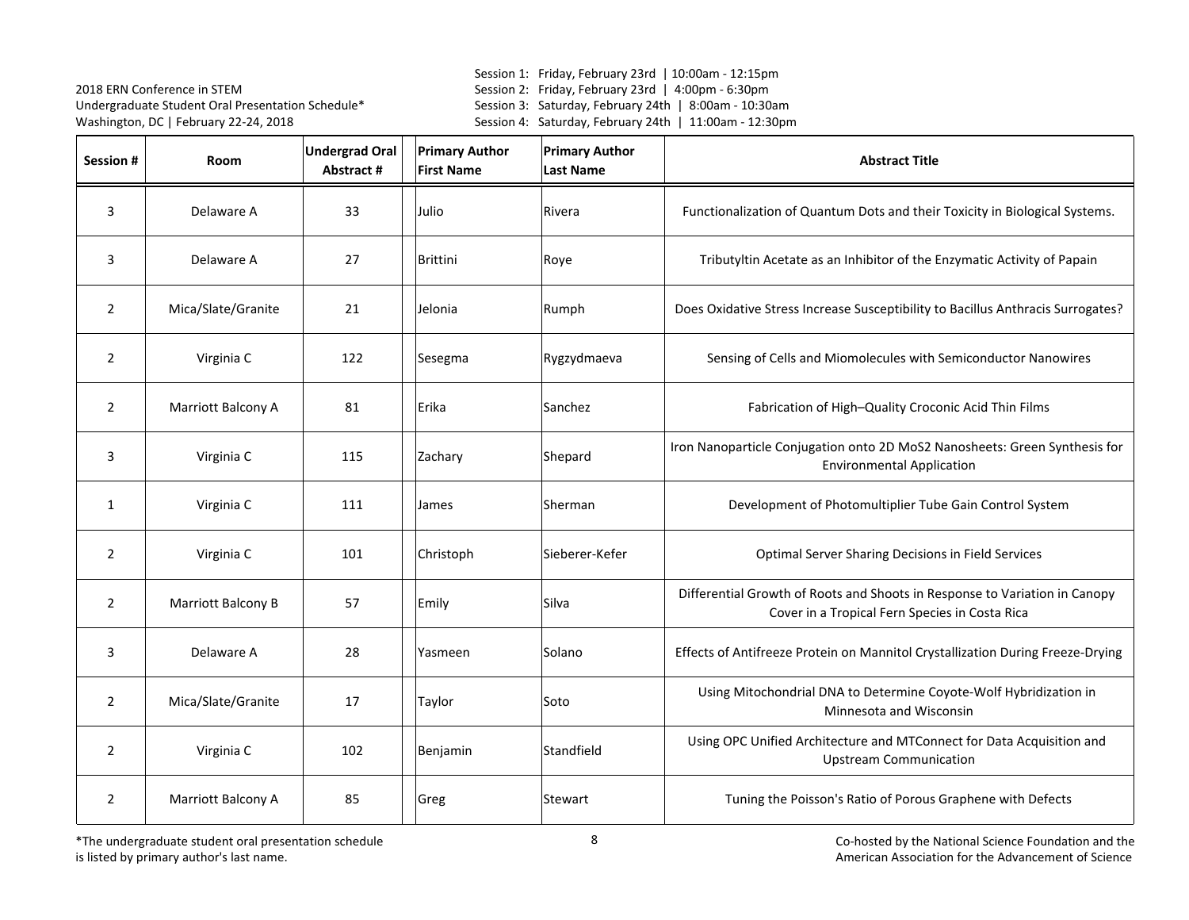2018 ERN Conference in STEM
Undergraduate Student Oral Presentation Schedule*
Washington, DC | February 22-24, 2018

Session 1: Friday, February 23rd | 10:00am - 12:15pm
Session 2: Friday, February 23rd | 4:00pm - 6:30pm
Session 3: Saturday, February 24th | 8:00am - 10:30am
Session 4: Saturday, February 24th | 11:00am - 12:30pm

| Session # | Room | Undergrad Oral Abstract # | Primary Author First Name | Primary Author Last Name | Abstract Title |
|---|---|---|---|---|---|
| 3 | Delaware A | 33 | Julio | Rivera | Functionalization of Quantum Dots and their Toxicity in Biological Systems. |
| 3 | Delaware A | 27 | Brittini | Roye | Tributyltin Acetate as an Inhibitor of the Enzymatic Activity of Papain |
| 2 | Mica/Slate/Granite | 21 | Jelonia | Rumph | Does Oxidative Stress Increase Susceptibility to Bacillus Anthracis Surrogates? |
| 2 | Virginia C | 122 | Sesegma | Rygzydmaeva | Sensing of Cells and Miomolecules with Semiconductor Nanowires |
| 2 | Marriott Balcony A | 81 | Erika | Sanchez | Fabrication of High–Quality Croconic Acid Thin Films |
| 3 | Virginia C | 115 | Zachary | Shepard | Iron Nanoparticle Conjugation onto 2D MoS2 Nanosheets: Green Synthesis for Environmental Application |
| 1 | Virginia C | 111 | James | Sherman | Development of Photomultiplier Tube Gain Control System |
| 2 | Virginia C | 101 | Christoph | Sieberer-Kefer | Optimal Server Sharing Decisions in Field Services |
| 2 | Marriott Balcony B | 57 | Emily | Silva | Differential Growth of Roots and Shoots in Response to Variation in Canopy Cover in a Tropical Fern Species in Costa Rica |
| 3 | Delaware A | 28 | Yasmeen | Solano | Effects of Antifreeze Protein on Mannitol Crystallization During Freeze-Drying |
| 2 | Mica/Slate/Granite | 17 | Taylor | Soto | Using Mitochondrial DNA to Determine Coyote-Wolf Hybridization in Minnesota and Wisconsin |
| 2 | Virginia C | 102 | Benjamin | Standfield | Using OPC Unified Architecture and MTConnect for Data Acquisition and Upstream Communication |
| 2 | Marriott Balcony A | 85 | Greg | Stewart | Tuning the Poisson's Ratio of Porous Graphene with Defects |

*The undergraduate student oral presentation schedule is listed by primary author's last name.

Co-hosted by the National Science Foundation and the American Association for the Advancement of Science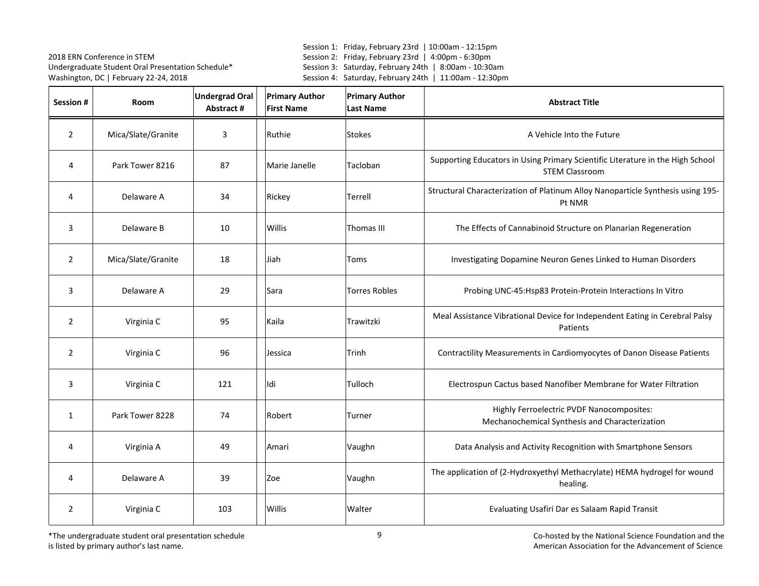2018 ERN Conference in STEM
Undergraduate Student Oral Presentation Schedule*
Washington, DC | February 22-24, 2018

Session 1: Friday, February 23rd | 10:00am - 12:15pm
Session 2: Friday, February 23rd | 4:00pm - 6:30pm
Session 3: Saturday, February 24th | 8:00am - 10:30am
Session 4: Saturday, February 24th | 11:00am - 12:30pm

| Session # | Room | Undergrad Oral Abstract # | Primary Author First Name | Primary Author Last Name | Abstract Title |
|---|---|---|---|---|---|
| 2 | Mica/Slate/Granite | 3 | Ruthie | Stokes | A Vehicle Into the Future |
| 4 | Park Tower 8216 | 87 | Marie Janelle | Tacloban | Supporting Educators in Using Primary Scientific Literature in the High School STEM Classroom |
| 4 | Delaware A | 34 | Rickey | Terrell | Structural Characterization of Platinum Alloy Nanoparticle Synthesis using 195-Pt NMR |
| 3 | Delaware B | 10 | Willis | Thomas III | The Effects of Cannabinoid Structure on Planarian Regeneration |
| 2 | Mica/Slate/Granite | 18 | Jiah | Toms | Investigating Dopamine Neuron Genes Linked to Human Disorders |
| 3 | Delaware A | 29 | Sara | Torres Robles | Probing UNC-45:Hsp83 Protein-Protein Interactions In Vitro |
| 2 | Virginia C | 95 | Kaila | Trawitzki | Meal Assistance Vibrational Device for Independent Eating in Cerebral Palsy Patients |
| 2 | Virginia C | 96 | Jessica | Trinh | Contractility Measurements in Cardiomyocytes of Danon Disease Patients |
| 3 | Virginia C | 121 | Idi | Tulloch | Electrospun Cactus based Nanofiber Membrane for Water Filtration |
| 1 | Park Tower 8228 | 74 | Robert | Turner | Highly Ferroelectric PVDF Nanocomposites: Mechanochemical Synthesis and Characterization |
| 4 | Virginia A | 49 | Amari | Vaughn | Data Analysis and Activity Recognition with Smartphone Sensors |
| 4 | Delaware A | 39 | Zoe | Vaughn | The application of (2-Hydroxyethyl Methacrylate) HEMA hydrogel for wound healing. |
| 2 | Virginia C | 103 | Willis | Walter | Evaluating Usafiri Dar es Salaam Rapid Transit |

*The undergraduate student oral presentation schedule is listed by primary author's last name.

Co-hosted by the National Science Foundation and the American Association for the Advancement of Science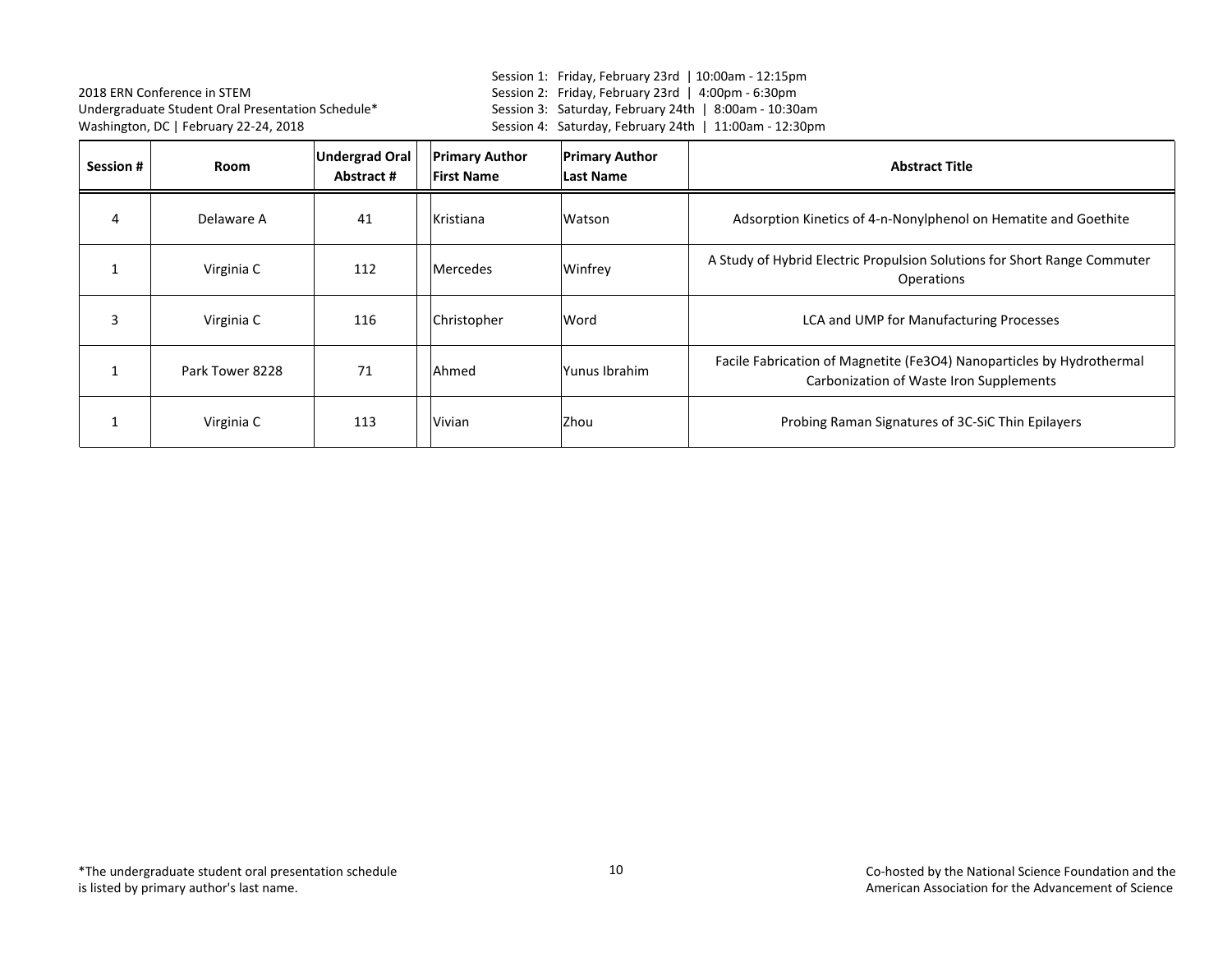2018 ERN Conference in STEM
Undergraduate Student Oral Presentation Schedule*
Washington, DC | February 22-24, 2018

Session 1: Friday, February 23rd | 10:00am - 12:15pm
Session 2: Friday, February 23rd | 4:00pm - 6:30pm
Session 3: Saturday, February 24th | 8:00am - 10:30am
Session 4: Saturday, February 24th | 11:00am - 12:30pm

| Session # | Room | Undergrad Oral Abstract # | Primary Author First Name | Primary Author Last Name | Abstract Title |
|---|---|---|---|---|---|
| 4 | Delaware A | 41 | Kristiana | Watson | Adsorption Kinetics of 4-n-Nonylphenol on Hematite and Goethite |
| 1 | Virginia C | 112 | Mercedes | Winfrey | A Study of Hybrid Electric Propulsion Solutions for Short Range Commuter Operations |
| 3 | Virginia C | 116 | Christopher | Word | LCA and UMP for Manufacturing Processes |
| 1 | Park Tower 8228 | 71 | Ahmed | Yunus Ibrahim | Facile Fabrication of Magnetite ($Fe_3O_4$) Nanoparticles by Hydrothermal Carbonization of Waste Iron Supplements |
| 1 | Virginia C | 113 | Vivian | Zhou | Probing Raman Signatures of 3C-SiC Thin Epilayers |

*The undergraduate student oral presentation schedule is listed by primary author's last name.

Co-hosted by the National Science Foundation and the American Association for the Advancement of Science